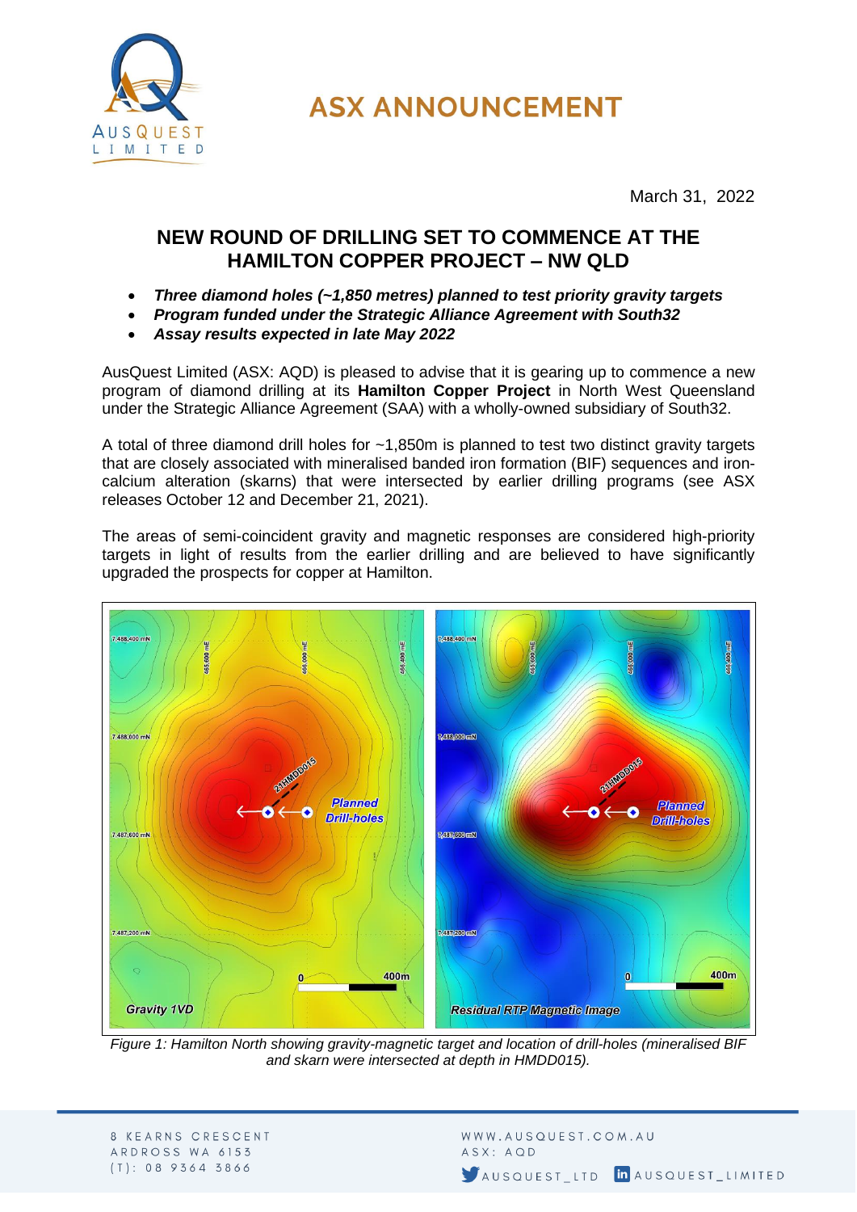# ASX ANNOUNCEMENT

March 31, 2022

## NEW ROUND OF DRILLING SET TO COMMENCE AT THE HAMILTON COPPER PROJECT – NW QLD

- ***Three diamond holes (~1,850 metres) planned to test priority gravity targets***
- ***Program funded under the Strategic Alliance Agreement with South32***
- ***Assay results expected in late May 2022***

AusQuest Limited (ASX: AQD) is pleased to advise that it is gearing up to commence a new program of diamond drilling at its **Hamilton Copper Project** in North West Queensland under the Strategic Alliance Agreement (SAA) with a wholly-owned subsidiary of South32.

A total of three diamond drill holes for ~1,850m is planned to test two distinct gravity targets that are closely associated with mineralised banded iron formation (BIF) sequences and iron-calcium alteration (skarns) that were intersected by earlier drilling programs (see ASX releases October 12 and December 21, 2021).

The areas of semi-coincident gravity and magnetic responses are considered high-priority targets in light of results from the earlier drilling and are believed to have significantly upgraded the prospects for copper at Hamilton.

*Figure 1: Hamilton North showing gravity-magnetic target and location of drill-holes (mineralised BIF and skarn were intersected at depth in HMDD015).*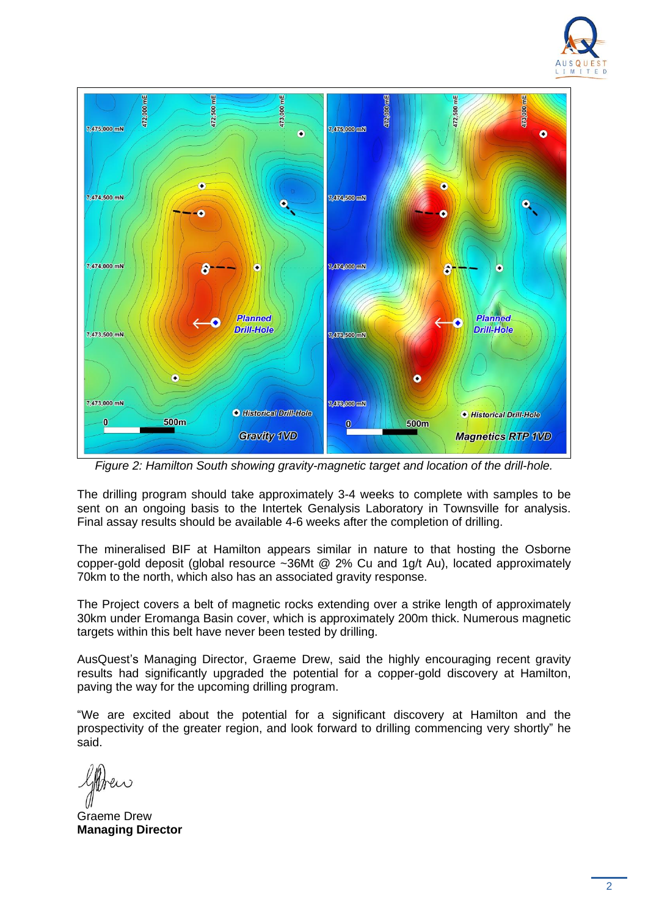*Figure 2: Hamilton South showing gravity-magnetic target and location of the drill-hole.*

The drilling program should take approximately 3-4 weeks to complete with samples to be sent on an ongoing basis to the Intertek Genalysis Laboratory in Townsville for analysis. Final assay results should be available 4-6 weeks after the completion of drilling.

The mineralised BIF at Hamilton appears similar in nature to that hosting the Osborne copper-gold deposit (global resource ~36Mt @ 2% Cu and 1g/t Au), located approximately 70km to the north, which also has an associated gravity response.

The Project covers a belt of magnetic rocks extending over a strike length of approximately 30km under Eromanga Basin cover, which is approximately 200m thick. Numerous magnetic targets within this belt have never been tested by drilling.

AusQuest's Managing Director, Graeme Drew, said the highly encouraging recent gravity results had significantly upgraded the potential for a copper-gold discovery at Hamilton, paving the way for the upcoming drilling program.

"We are excited about the potential for a significant discovery at Hamilton and the prospectivity of the greater region, and look forward to drilling commencing very shortly" he said.

Graeme Drew
**Managing Director**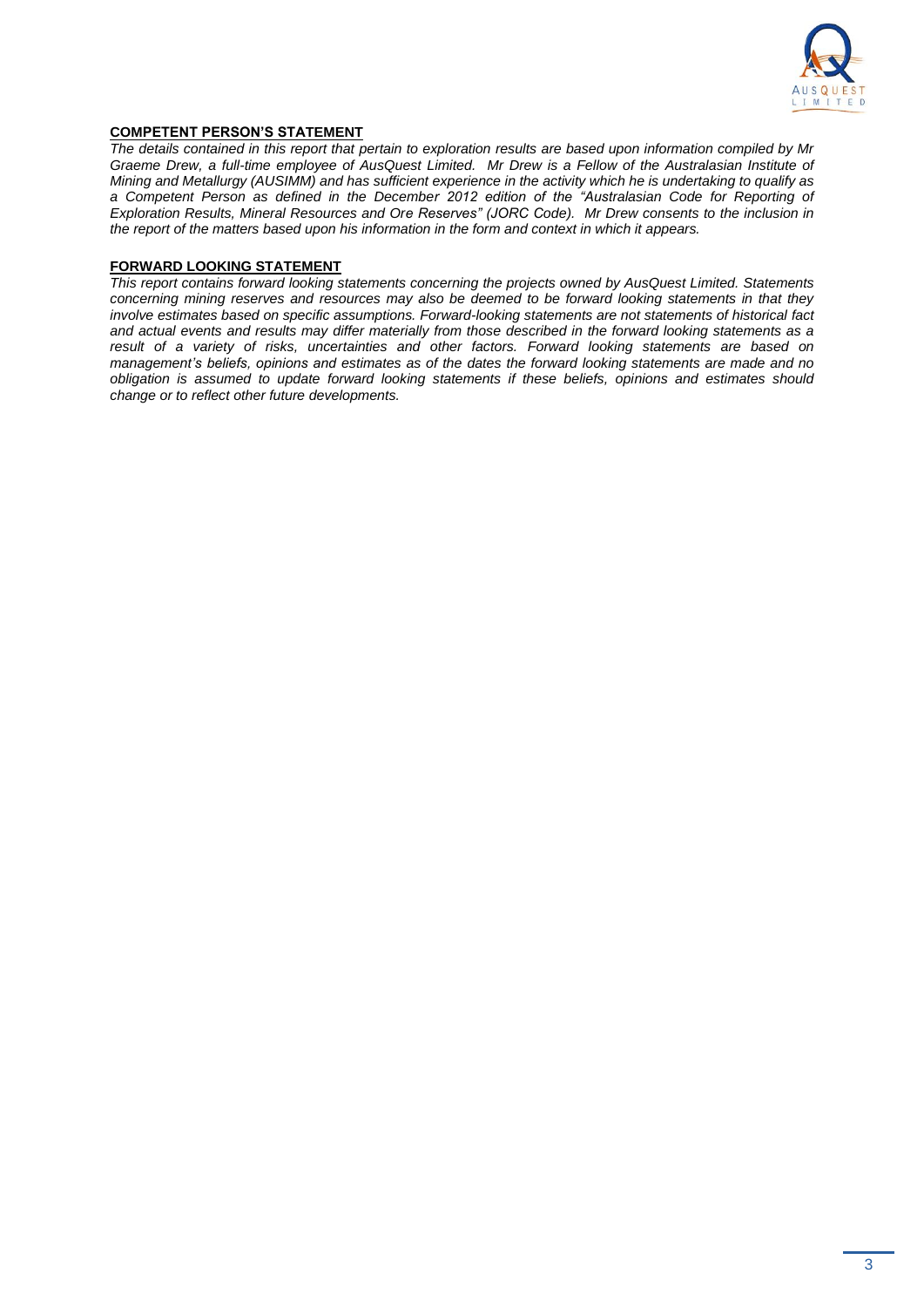## COMPETENT PERSON'S STATEMENT

*The details contained in this report that pertain to exploration results are based upon information compiled by Mr Graeme Drew, a full-time employee of AusQuest Limited. Mr Drew is a Fellow of the Australasian Institute of Mining and Metallurgy (AUSIMM) and has sufficient experience in the activity which he is undertaking to qualify as a Competent Person as defined in the December 2012 edition of the "Australasian Code for Reporting of Exploration Results, Mineral Resources and Ore Reserves" (JORC Code). Mr Drew consents to the inclusion in the report of the matters based upon his information in the form and context in which it appears.*

## FORWARD LOOKING STATEMENT

*This report contains forward looking statements concerning the projects owned by AusQuest Limited. Statements concerning mining reserves and resources may also be deemed to be forward looking statements in that they involve estimates based on specific assumptions. Forward-looking statements are not statements of historical fact and actual events and results may differ materially from those described in the forward looking statements as a result of a variety of risks, uncertainties and other factors. Forward looking statements are based on management's beliefs, opinions and estimates as of the dates the forward looking statements are made and no obligation is assumed to update forward looking statements if these beliefs, opinions and estimates should change or to reflect other future developments.*